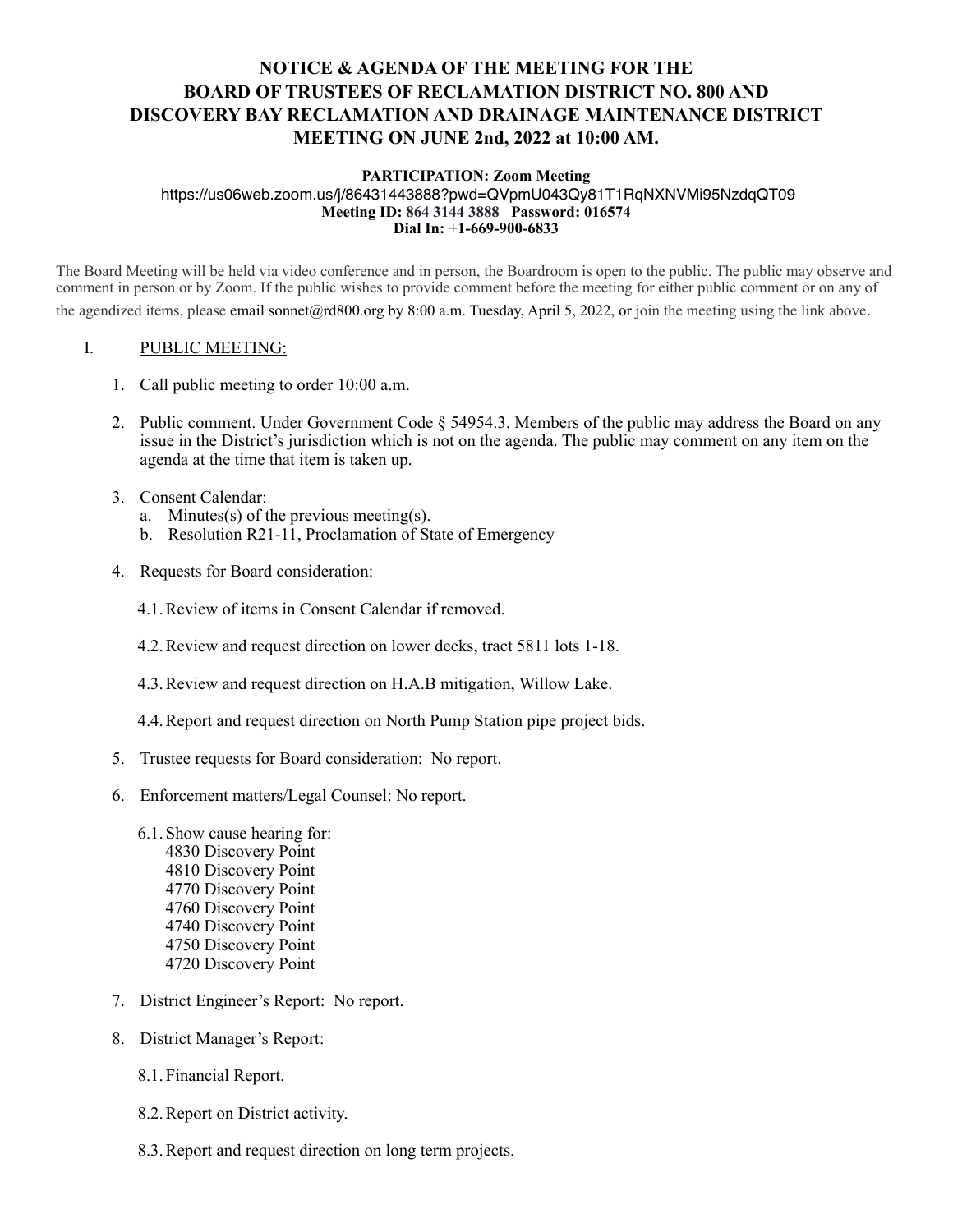# NOTICE & AGENDA OF THE MEETING FOR THE BOARD OF TRUSTEES OF RECLAMATION DISTRICT NO. 800 AND DISCOVERY BAY RECLAMATION AND DRAINAGE MAINTENANCE DISTRICT MEETING ON JUNE 2nd, 2022 at 10:00 AM.

**PARTICIPATION: Zoom Meeting**
https://us06web.zoom.us/j/86431443888?pwd=QVpmU043Qy81T1RqNXNVMi95NzdqQT09
**Meeting ID: 864 3144 3888 Password: 016574**
**Dial In: +1-669-900-6833**

The Board Meeting will be held via video conference and in person, the Boardroom is open to the public. The public may observe and comment in person or by Zoom. If the public wishes to provide comment before the meeting for either public comment or on any of the agendized items, please email sonnet@rd800.org by 8:00 a.m. Tuesday, April 5, 2022, or join the meeting using the link above.

I. PUBLIC MEETING:

1. Call public meeting to order 10:00 a.m.

2. Public comment. Under Government Code § 54954.3. Members of the public may address the Board on any issue in the District's jurisdiction which is not on the agenda. The public may comment on any item on the agenda at the time that item is taken up.

3. Consent Calendar:
   a. Minutes(s) of the previous meeting(s).
   b. Resolution R21-11, Proclamation of State of Emergency

4. Requests for Board consideration:

   4.1. Review of items in Consent Calendar if removed.

   4.2. Review and request direction on lower decks, tract 5811 lots 1-18.

   4.3. Review and request direction on H.A.B mitigation, Willow Lake.

   4.4. Report and request direction on North Pump Station pipe project bids.

5. Trustee requests for Board consideration: No report.

6. Enforcement matters/Legal Counsel: No report.

   6.1. Show cause hearing for:
   4830 Discovery Point
   4810 Discovery Point
   4770 Discovery Point
   4760 Discovery Point
   4740 Discovery Point
   4750 Discovery Point
   4720 Discovery Point

7. District Engineer's Report: No report.

8. District Manager's Report:

   8.1. Financial Report.

   8.2. Report on District activity.

   8.3. Report and request direction on long term projects.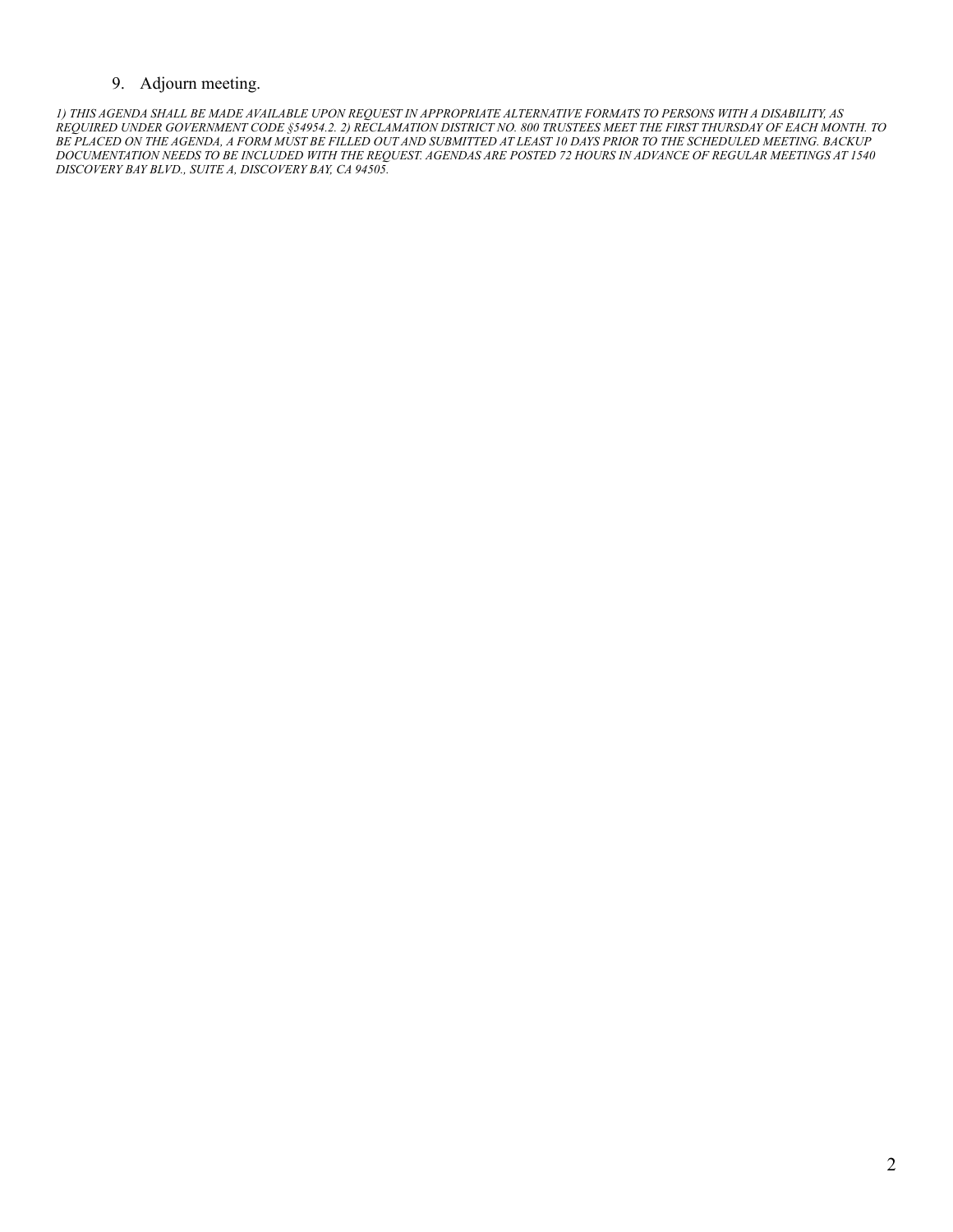9. Adjourn meeting.

*1) THIS AGENDA SHALL BE MADE AVAILABLE UPON REQUEST IN APPROPRIATE ALTERNATIVE FORMATS TO PERSONS WITH A DISABILITY, AS REQUIRED UNDER GOVERNMENT CODE §54954.2. 2) RECLAMATION DISTRICT NO. 800 TRUSTEES MEET THE FIRST THURSDAY OF EACH MONTH. TO BE PLACED ON THE AGENDA, A FORM MUST BE FILLED OUT AND SUBMITTED AT LEAST 10 DAYS PRIOR TO THE SCHEDULED MEETING. BACKUP DOCUMENTATION NEEDS TO BE INCLUDED WITH THE REQUEST. AGENDAS ARE POSTED 72 HOURS IN ADVANCE OF REGULAR MEETINGS AT 1540 DISCOVERY BAY BLVD., SUITE A, DISCOVERY BAY, CA 94505.*